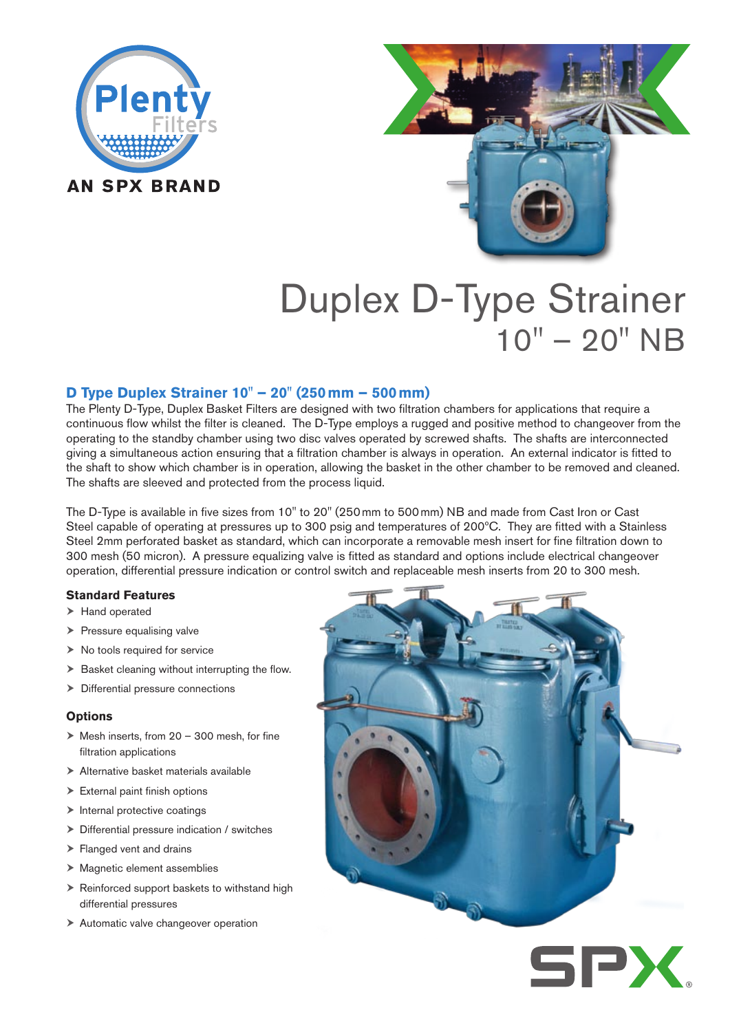Plenty Filters

AN SPX BRAND

# Duplex D-Type Strainer
## 10" – 20" NB

### D Type Duplex Strainer 10" – 20" (250 mm – 500 mm)

The Plenty D-Type, Duplex Basket Filters are designed with two filtration chambers for applications that require a continuous flow whilst the filter is cleaned. The D-Type employs a rugged and positive method to changeover from the operating to the standby chamber using two disc valves operated by screwed shafts. The shafts are interconnected giving a simultaneous action ensuring that a filtration chamber is always in operation. An external indicator is fitted to the shaft to show which chamber is in operation, allowing the basket in the other chamber to be removed and cleaned. The shafts are sleeved and protected from the process liquid.

The D-Type is available in five sizes from 10" to 20" (250 mm to 500 mm) NB and made from Cast Iron or Cast Steel capable of operating at pressures up to 300 psig and temperatures of 200°C. They are fitted with a Stainless Steel 2mm perforated basket as standard, which can incorporate a removable mesh insert for fine filtration down to 300 mesh (50 micron). A pressure equalizing valve is fitted as standard and options include electrical changeover operation, differential pressure indication or control switch and replaceable mesh inserts from 20 to 300 mesh.

#### Standard Features

- Hand operated
- Pressure equalising valve
- No tools required for service
- Basket cleaning without interrupting the flow.
- Differential pressure connections

#### Options

- Mesh inserts, from 20 – 300 mesh, for fine filtration applications
- Alternative basket materials available
- External paint finish options
- Internal protective coatings
- Differential pressure indication / switches
- Flanged vent and drains
- Magnetic element assemblies
- Reinforced support baskets to withstand high differential pressures
- Automatic valve changeover operation

SPX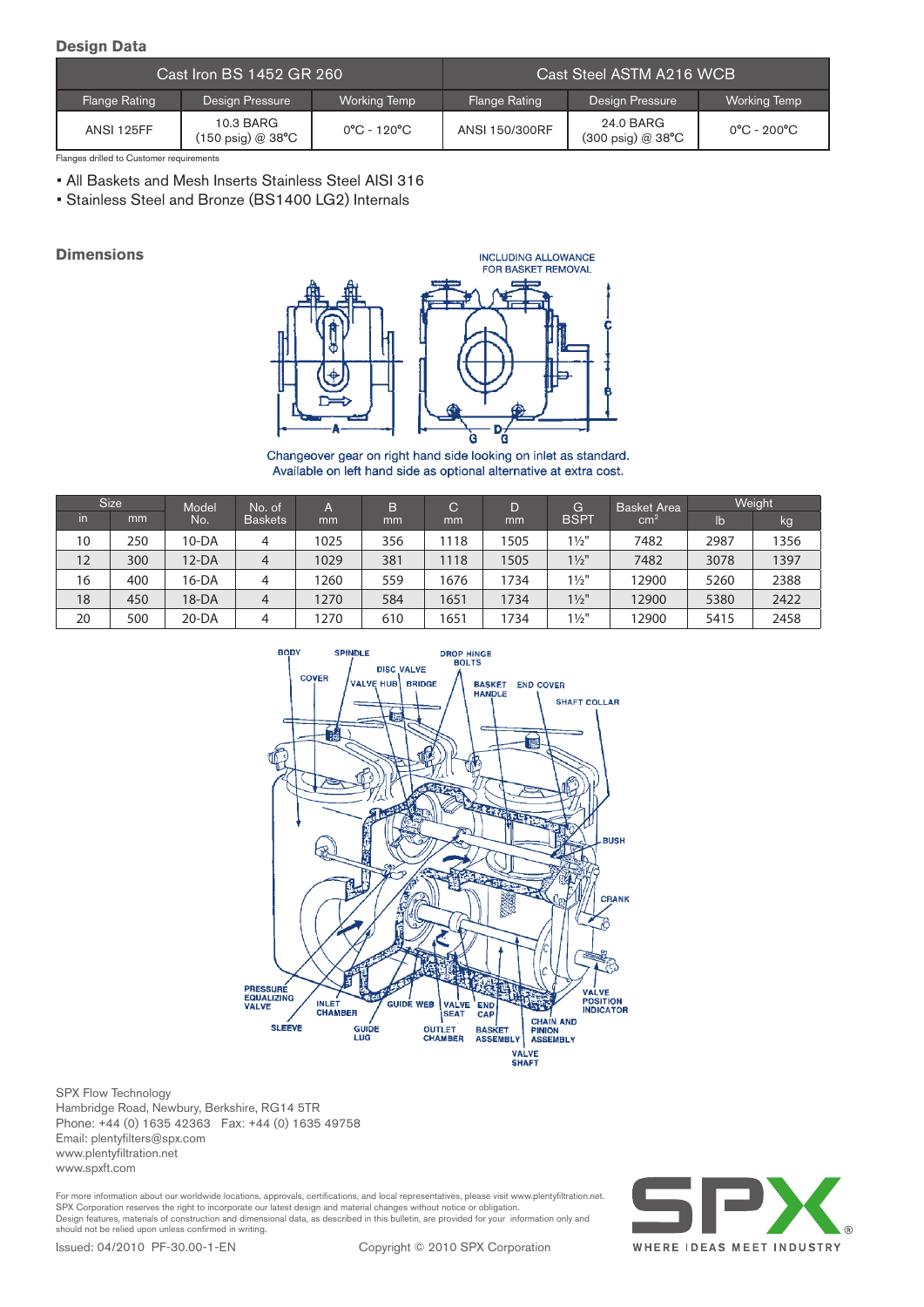## Design Data

| Cast Iron BS 1452 GR 260 | | | Cast Steel ASTM A216 WCB | | |
|---|---|---|---|---|---|
| Flange Rating | Design Pressure | Working Temp | Flange Rating | Design Pressure | Working Temp |
| ANSI 125FF | 10.3 BARG (150 psig) @ 38°C | 0°C - 120°C | ANSI 150/300RF | 24.0 BARG (300 psig) @ 38°C | 0°C - 200°C |

Flanges drilled to Customer requirements

- All Baskets and Mesh Inserts Stainless Steel AISI 316
- Stainless Steel and Bronze (BS1400 LG2) Internals

## Dimensions

INCLUDING ALLOWANCE FOR BASKET REMOVAL

A

B

C

D

G

G

Changeover gear on right hand side looking on inlet as standard.
Available on left hand side as optional alternative at extra cost.

| Size | | Model No. | No. of Baskets | A | B | C | D | G | Basket Area | Weight | |
|---|---|---|---|---|---|---|---|---|---|---|---|
| in | mm | | | mm | mm | mm | mm | BSPT | $cm^2$ | lb | kg |
| 10 | 250 | 10-DA | 4 | 1025 | 356 | 1118 | 1505 | 1½" | 7482 | 2987 | 1356 |
| 12 | 300 | 12-DA | 4 | 1029 | 381 | 1118 | 1505 | 1½" | 7482 | 3078 | 1397 |
| 16 | 400 | 16-DA | 4 | 1260 | 559 | 1676 | 1734 | 1½" | 12900 | 5260 | 2388 |
| 18 | 450 | 18-DA | 4 | 1270 | 584 | 1651 | 1734 | 1½" | 12900 | 5380 | 2422 |
| 20 | 500 | 20-DA | 4 | 1270 | 610 | 1651 | 1734 | 1½" | 12900 | 5415 | 2458 |

BODY
SPINDLE
DROP HINGE BOLTS
DISC VALVE
COVER
VALVE HUB
BRIDGE
BASKET HANDLE
END COVER
SHAFT COLLAR
BUSH
CRANK
PRESSURE EQUALIZING VALVE
INLET CHAMBER
GUIDE WEB
VALVE SEAT
END CAP
VALVE POSITION INDICATOR
CHAIN AND PINION ASSEMBLY
SLEEVE
GUIDE LUG
OUTLET CHAMBER
BASKET ASSEMBLY
VALVE SHAFT

SPX Flow Technology
Hambridge Road, Newbury, Berkshire, RG14 5TR
Phone: +44 (0) 1635 42363 Fax: +44 (0) 1635 49758
Email: plentyfilters@spx.com
www.plentyfiltration.net
www.spxft.com

For more information about our worldwide locations, approvals, certifications, and local representatives, please visit www.plentyfiltration.net.
SPX Corporation reserves the right to incorporate our latest design and material changes without notice or obligation.
Design features, materials of construction and dimensional data, as described in this bulletin, are provided for your information only and should not be relied upon unless confirmed in writing.

Issued: 04/2010 PF-30.00-1-EN

Copyright © 2010 SPX Corporation

SPX® WHERE IDEAS MEET INDUSTRY